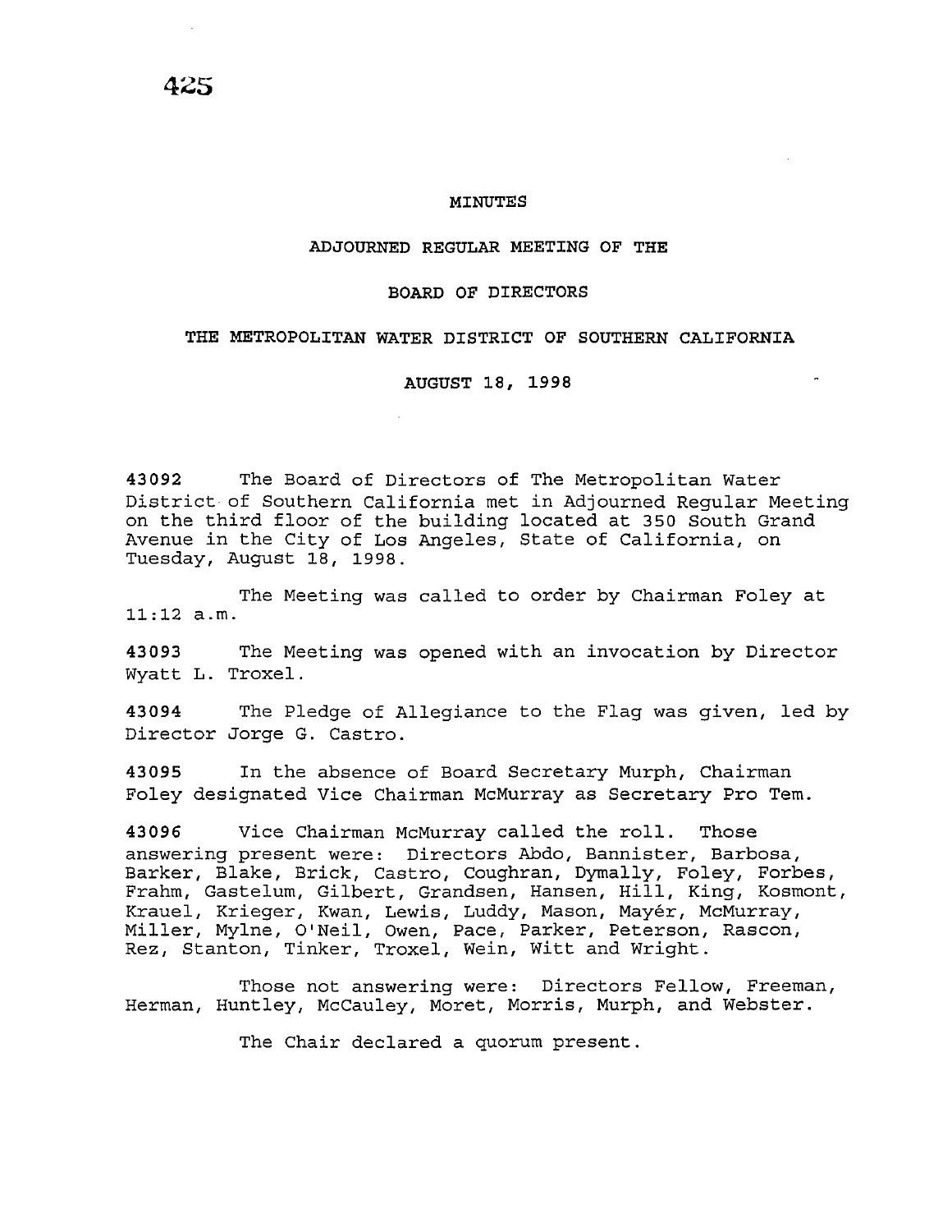# MINUTES

## ADJOURNED REGULAR MEETING OF THE

## BOARD OF DIRECTORS

## THE METROPOLITAN WATER DISTRICT OF SOUTHERN CALIFORNIA

## AUGUST 18, 1998

**43092** The Board of Directors of The Metropolitan Water District of Southern California met in Adjourned Regular Meeting on the third floor of the building located at 350 South Grand Avenue in the City of Los Angeles, State of California, on Tuesday, August 18, 1998.

The Meeting was called to order by Chairman Foley at 11:12 a.m.

**43093** The Meeting was opened with an invocation by Director Wyatt L. Troxel.

**43094** The Pledge of Allegiance to the Flag was given, led by Director Jorge G. Castro.

**43095** In the absence of Board Secretary Murph, Chairman Foley designated Vice Chairman McMurray as Secretary Pro Tem.

**43096** Vice Chairman McMurray called the roll. Those answering present were: Directors Abdo, Bannister, Barbosa, Barker, Blake, Brick, Castro, Coughran, Dymally, Foley, Forbes, Frahm, Gastelum, Gilbert, Grandsen, Hansen, Hill, King, Kosmont, Krauel, Krieger, Kwan, Lewis, Luddy, Mason, Mayér, McMurray, Miller, Mylne, O'Neil, Owen, Pace, Parker, Peterson, Rascon, Rez, Stanton, Tinker, Troxel, Wein, Witt and Wright.

Those not answering were: Directors Fellow, Freeman, Herman, Huntley, McCauley, Moret, Morris, Murph, and Webster.

The Chair declared a quorum present.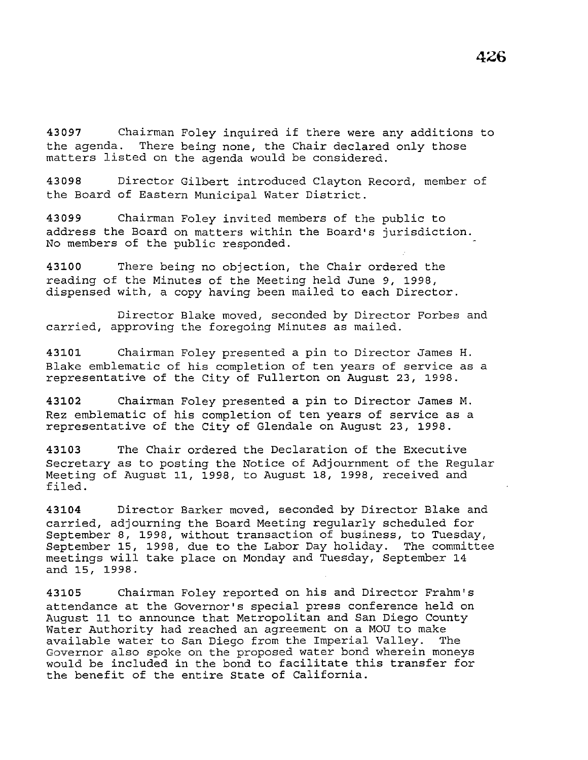43097 Chairman Foley inquired if there were any additions to the agenda. There being none, the Chair declared only those matters listed on the agenda would be considered.

43098 Director Gilbert introduced Clayton Record, member of the Board of Eastern Municipal Water District.

43099 Chairman Foley invited members of the public to address the Board on matters within the Board's jurisdiction. No members of the public responded.

43100 There being no objection, the Chair ordered the reading of the Minutes of the Meeting held June 9, 1998, dispensed with, a copy having been mailed to each Director.

Director Blake moved, seconded by Director Forbes and carried, approving the foregoing Minutes as mailed.

43101 Chairman Foley presented a pin to Director James H. Blake emblematic of his completion of ten years of service as a representative of the City of Fullerton on August 23, 1998.

43102 Chairman Foley presented a pin to Director James M. Rez emblematic of his completion of ten years of service as a representative of the City of Glendale on August 23, 1998.

43103 The Chair ordered the Declaration of the Executive Secretary as to posting the Notice of Adjournment of the Regular Meeting of August 11, 1998, to August 18, 1998, received and filed.

43104 Director Barker moved, seconded by Director Blake and carried, adjourning the Board Meeting regularly scheduled for September 8, 1998, without transaction of business, to Tuesday, September 15, 1998, due to the Labor Day holiday. The committee meetings will take place on Monday and Tuesday, September 14 and 15, 1998.

43105 Chairman Foley reported on his and Director Frahm's attendance at the Governor's special press conference held on August 11 to announce that Metropolitan and San Diego County Water Authority had reached an agreement on a MOU to make available water to San Diego from the Imperial Valley. The Governor also spoke on the proposed water bond wherein moneys would be included in the bond to facilitate this transfer for the benefit of the entire State of California.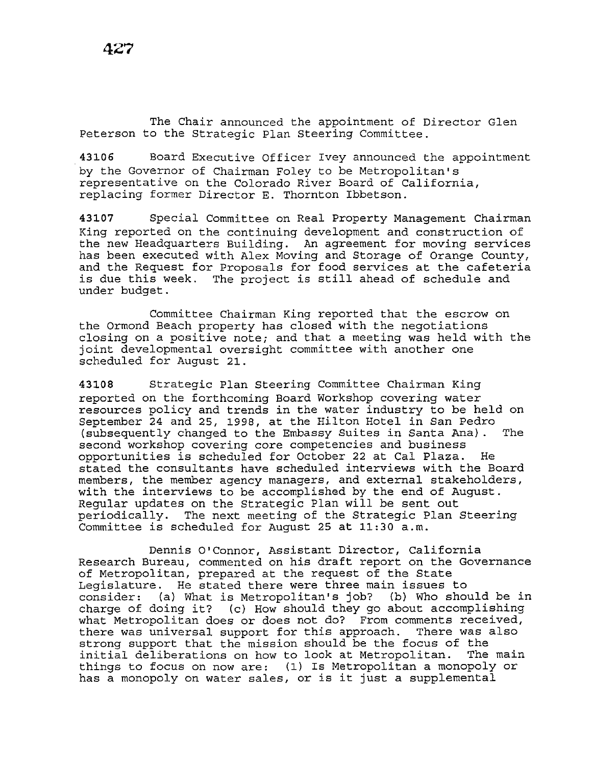The Chair announced the appointment of Director Glen Peterson to the Strategic Plan Steering Committee.

**43106** Board Executive Officer Ivey announced the appointment by the Governor of Chairman Foley to be Metropolitan's representative on the Colorado River Board of California, replacing former Director E. Thornton Ibbetson.

**43107** Special Committee on Real Property Management Chairman King reported on the continuing development and construction of the new Headquarters Building. An agreement for moving services has been executed with Alex Moving and Storage of Orange County, and the Request for Proposals for food services at the cafeteria is due this week. The project is still ahead of schedule and under budget.

Committee Chairman King reported that the escrow on the Ormond Beach property has closed with the negotiations closing on a positive note; and that a meeting was held with the joint developmental oversight committee with another one scheduled for August 21.

**43108** Strategic Plan Steering Committee Chairman King reported on the forthcoming Board Workshop covering water resources policy and trends in the water industry to be held on September 24 and 25, 1998, at the Hilton Hotel in San Pedro (subsequently changed to the Embassy Suites in Santa Ana). The second workshop covering core competencies and business opportunities is scheduled for October 22 at Cal Plaza. He stated the consultants have scheduled interviews with the Board members, the member agency managers, and external stakeholders, with the interviews to be accomplished by the end of August. Regular updates on the Strategic Plan will be sent out periodically. The next meeting of the Strategic Plan Steering Committee is scheduled for August 25 at 11:30 a.m.

Dennis O'Connor, Assistant Director, California Research Bureau, commented on his draft report on the Governance of Metropolitan, prepared at the request of the State Legislature. He stated there were three main issues to consider: (a) What is Metropolitan's job? (b) Who should be in charge of doing it? (c) How should they go about accomplishing what Metropolitan does or does not do? From comments received, there was universal support for this approach. There was also strong support that the mission should be the focus of the initial deliberations on how to look at Metropolitan. The main things to focus on now are: (1) Is Metropolitan a monopoly or has a monopoly on water sales, or is it just a supplemental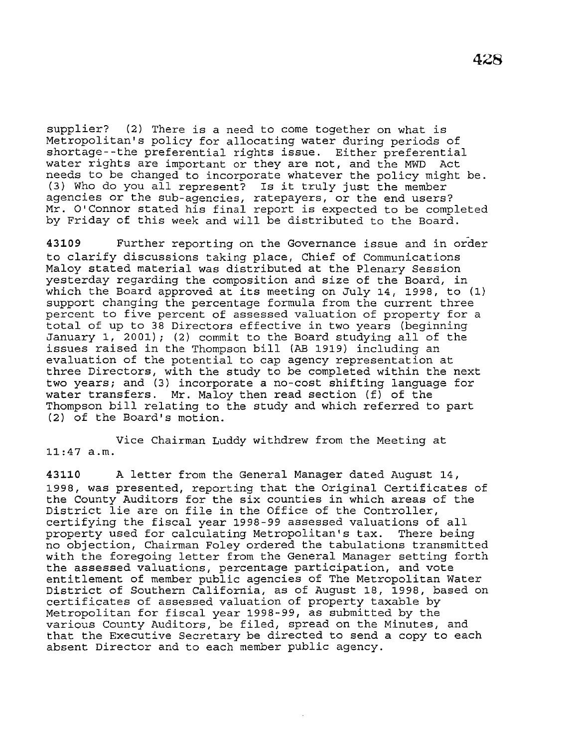supplier? (2) There is a need to come together on what is Metropolitan's policy for allocating water during periods of shortage--the preferential rights issue. Either preferential water rights are important or they are not, and the MWD Act needs to be changed to incorporate whatever the policy might be. (3) Who do you all represent? Is it truly just the member agencies or the sub-agencies, ratepayers, or the end users? Mr. O'Connor stated his final report is expected to be completed by Friday of this week and will be distributed to the Board.

**43109** Further reporting on the Governance issue and in order to clarify discussions taking place, Chief of Communications Maloy stated material was distributed at the Plenary Session yesterday regarding the composition and size of the Board, in which the Board approved at its meeting on July 14, 1998, to (1) support changing the percentage formula from the current three percent to five percent of assessed valuation of property for a total of up to 38 Directors effective in two years (beginning January 1, 2001); (2) commit to the Board studying all of the issues raised in the Thompson bill (AB 1919) including an evaluation of the potential to cap agency representation at three Directors, with the study to be completed within the next two years; and (3) incorporate a no-cost shifting language for water transfers. Mr. Maloy then read section (f) of the Thompson bill relating to the study and which referred to part (2) of the Board's motion.

Vice Chairman Luddy withdrew from the Meeting at 11:47 a.m.

**43110** A letter from the General Manager dated August 14, 1998, was presented, reporting that the Original Certificates of the County Auditors for the six counties in which areas of the District lie are on file in the Office of the Controller, certifying the fiscal year 1998-99 assessed valuations of all property used for calculating Metropolitan's tax. There being no objection, Chairman Foley ordered the tabulations transmitted with the foregoing letter from the General Manager setting forth the assessed valuations, percentage participation, and vote entitlement of member public agencies of The Metropolitan Water District of Southern California, as of August 18, 1998, based on certificates of assessed valuation of property taxable by Metropolitan for fiscal year 1998-99, as submitted by the various County Auditors, be filed, spread on the Minutes, and that the Executive Secretary be directed to send a copy to each absent Director and to each member public agency.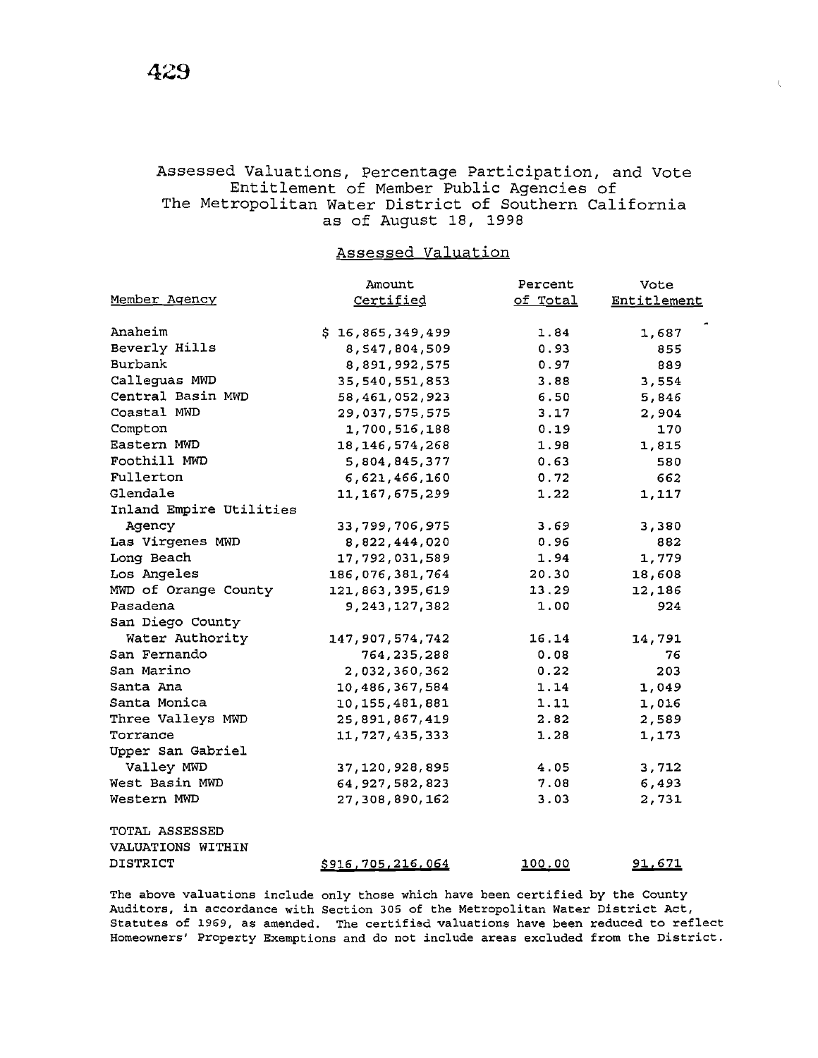# Assessed Valuations, Percentage Participation, and Vote Entitlement of Member Public Agencies of The Metropolitan Water District of Southern California as of August 18, 1998

## Assessed Valuation

| Member Agency | Amount Certified | Percent of Total | Vote Entitlement |
|---|---|---|---|
| Anaheim | $ 16,865,349,499 | 1.84 | 1,687 |
| Beverly Hills | 8,547,804,509 | 0.93 | 855 |
| Burbank | 8,891,992,575 | 0.97 | 889 |
| Calleguas MWD | 35,540,551,853 | 3.88 | 3,554 |
| Central Basin MWD | 58,461,052,923 | 6.50 | 5,846 |
| Coastal MWD | 29,037,575,575 | 3.17 | 2,904 |
| Compton | 1,700,516,188 | 0.19 | 170 |
| Eastern MWD | 18,146,574,268 | 1.98 | 1,815 |
| Foothill MWD | 5,804,845,377 | 0.63 | 580 |
| Fullerton | 6,621,466,160 | 0.72 | 662 |
| Glendale | 11,167,675,299 | 1.22 | 1,117 |
| Inland Empire Utilities Agency | 33,799,706,975 | 3.69 | 3,380 |
| Las Virgenes MWD | 8,822,444,020 | 0.96 | 882 |
| Long Beach | 17,792,031,589 | 1.94 | 1,779 |
| Los Angeles | 186,076,381,764 | 20.30 | 18,608 |
| MWD of Orange County | 121,863,395,619 | 13.29 | 12,186 |
| Pasadena | 9,243,127,382 | 1.00 | 924 |
| San Diego County Water Authority | 147,907,574,742 | 16.14 | 14,791 |
| San Fernando | 764,235,288 | 0.08 | 76 |
| San Marino | 2,032,360,362 | 0.22 | 203 |
| Santa Ana | 10,486,367,584 | 1.14 | 1,049 |
| Santa Monica | 10,155,481,881 | 1.11 | 1,016 |
| Three Valleys MWD | 25,891,867,419 | 2.82 | 2,589 |
| Torrance | 11,727,435,333 | 1.28 | 1,173 |
| Upper San Gabriel Valley MWD | 37,120,928,895 | 4.05 | 3,712 |
| West Basin MWD | 64,927,582,823 | 7.08 | 6,493 |
| Western MWD | 27,308,890,162 | 3.03 | 2,731 |
| TOTAL ASSESSED VALUATIONS WITHIN DISTRICT | $916,705,216,064 | 100.00 | 91,671 |

The above valuations include only those which have been certified by the County Auditors, in accordance with Section 305 of the Metropolitan Water District Act, Statutes of 1969, as amended. The certified valuations have been reduced to reflect Homeowners' Property Exemptions and do not include areas excluded from the District.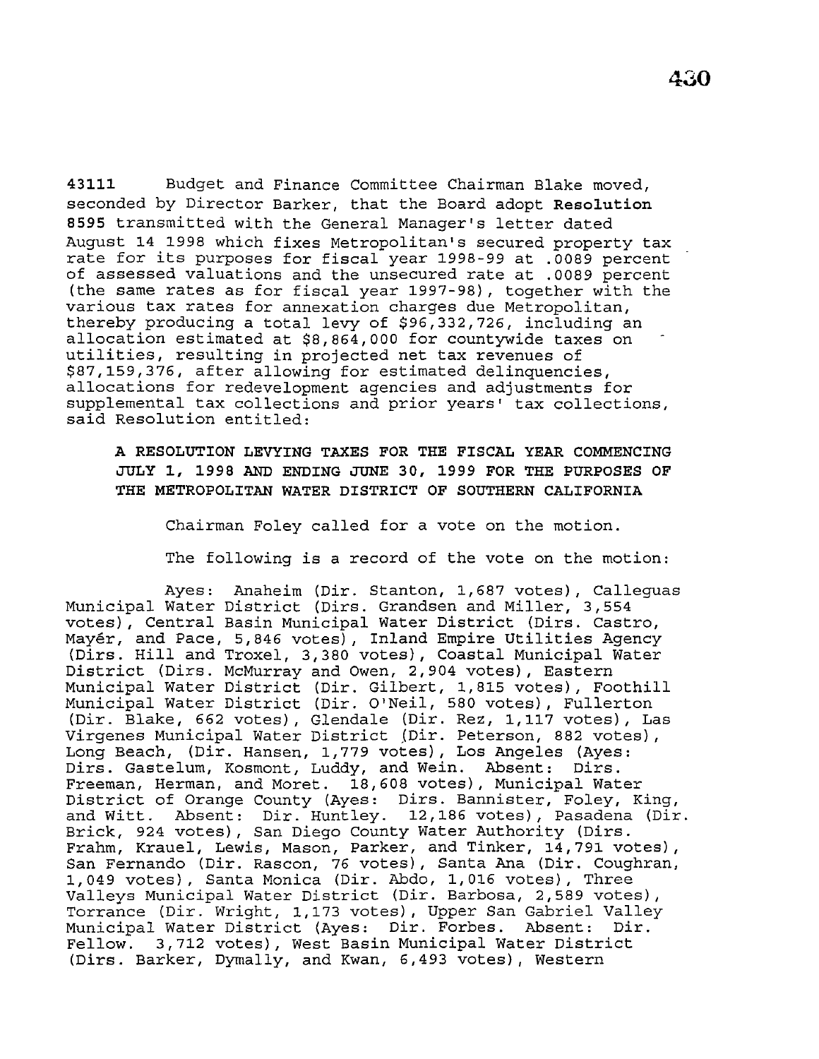**43111** Budget and Finance Committee Chairman Blake moved, seconded by Director Barker, that the Board adopt **Resolution 8595** transmitted with the General Manager's letter dated August 14 1998 which fixes Metropolitan's secured property tax rate for its purposes for fiscal year 1998-99 at .0089 percent of assessed valuations and the unsecured rate at .0089 percent (the same rates as for fiscal year 1997-98), together with the various tax rates for annexation charges due Metropolitan, thereby producing a total levy of $96,332,726, including an allocation estimated at $8,864,000 for countywide taxes on utilities, resulting in projected net tax revenues of $87,159,376, after allowing for estimated delinquencies, allocations for redevelopment agencies and adjustments for supplemental tax collections and prior years' tax collections, said Resolution entitled:

**A RESOLUTION LEVYING TAXES FOR THE FISCAL YEAR COMMENCING JULY 1, 1998 AND ENDING JUNE 30, 1999 FOR THE PURPOSES OF THE METROPOLITAN WATER DISTRICT OF SOUTHERN CALIFORNIA**

Chairman Foley called for a vote on the motion.

The following is a record of the vote on the motion:

Ayes: Anaheim (Dir. Stanton, 1,687 votes), Calleguas Municipal Water District (Dirs. Grandsen and Miller, 3,554 votes), Central Basin Municipal Water District (Dirs. Castro, Mayér, and Pace, 5,846 votes), Inland Empire Utilities Agency (Dirs. Hill and Troxel, 3,380 votes), Coastal Municipal Water District (Dirs. McMurray and Owen, 2,904 votes), Eastern Municipal Water District (Dir. Gilbert, 1,815 votes), Foothill Municipal Water District (Dir. O'Neil, 580 votes), Fullerton (Dir. Blake, 662 votes), Glendale (Dir. Rez, 1,117 votes), Las Virgenes Municipal Water District (Dir. Peterson, 882 votes), Long Beach, (Dir. Hansen, 1,779 votes), Los Angeles (Ayes: Dirs. Gastelum, Kosmont, Luddy, and Wein. Absent: Dirs. Freeman, Herman, and Moret. 18,608 votes), Municipal Water District of Orange County (Ayes: Dirs. Bannister, Foley, King, and Witt. Absent: Dir. Huntley. 12,186 votes), Pasadena (Dir. Brick, 924 votes), San Diego County Water Authority (Dirs. Frahm, Krauel, Lewis, Mason, Parker, and Tinker, 14,791 votes), San Fernando (Dir. Rascon, 76 votes), Santa Ana (Dir. Coughran, 1,049 votes), Santa Monica (Dir. Abdo, 1,016 votes), Three Valleys Municipal Water District (Dir. Barbosa, 2,589 votes), Torrance (Dir. Wright, 1,173 votes), Upper San Gabriel Valley Municipal Water District (Ayes: Dir. Forbes. Absent: Dir. Fellow. 3,712 votes), West Basin Municipal Water District (Dirs. Barker, Dymally, and Kwan, 6,493 votes), Western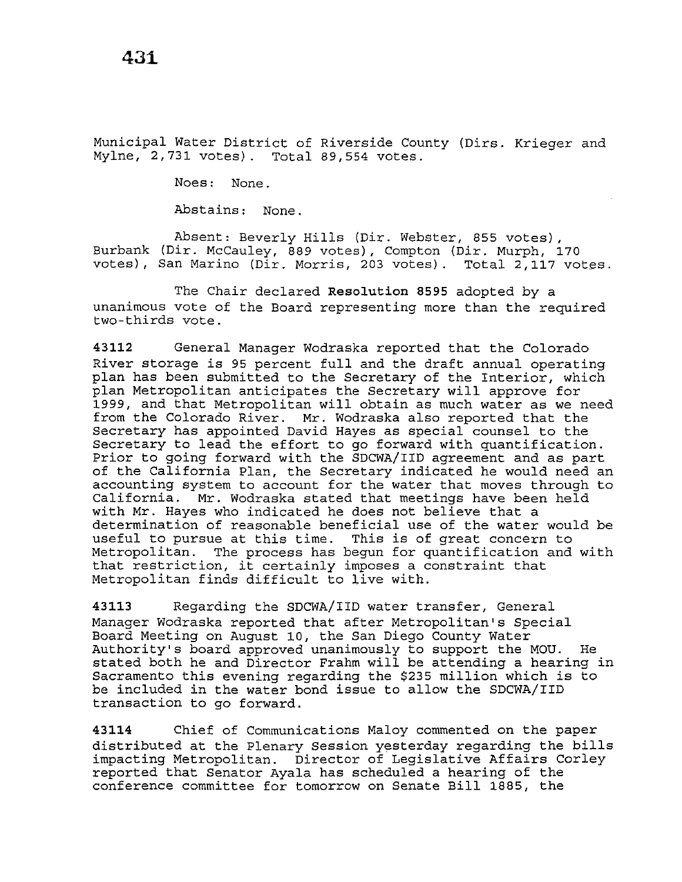Municipal Water District of Riverside County (Dirs. Krieger and Mylne, 2,731 votes). Total 89,554 votes.

Noes: None.

Abstains: None.

Absent: Beverly Hills (Dir. Webster, 855 votes), Burbank (Dir. McCauley, 889 votes), Compton (Dir. Murph, 170 votes), San Marino (Dir. Morris, 203 votes). Total 2,117 votes.

The Chair declared **Resolution 8595** adopted by a unanimous vote of the Board representing more than the required two-thirds vote.

**43112** General Manager Wodraska reported that the Colorado River storage is 95 percent full and the draft annual operating plan has been submitted to the Secretary of the Interior, which plan Metropolitan anticipates the Secretary will approve for 1999, and that Metropolitan will obtain as much water as we need from the Colorado River. Mr. Wodraska also reported that the Secretary has appointed David Hayes as special counsel to the Secretary to lead the effort to go forward with quantification. Prior to going forward with the SDCWA/IID agreement and as part of the California Plan, the Secretary indicated he would need an accounting system to account for the water that moves through to California. Mr. Wodraska stated that meetings have been held with Mr. Hayes who indicated he does not believe that a determination of reasonable beneficial use of the water would be useful to pursue at this time. This is of great concern to Metropolitan. The process has begun for quantification and with that restriction, it certainly imposes a constraint that Metropolitan finds difficult to live with.

**43113** Regarding the SDCWA/IID water transfer, General Manager Wodraska reported that after Metropolitan's Special Board Meeting on August 10, the San Diego County Water Authority's board approved unanimously to support the MOU. He stated both he and Director Frahm will be attending a hearing in Sacramento this evening regarding the $235 million which is to be included in the water bond issue to allow the SDCWA/IID transaction to go forward.

**43114** Chief of Communications Maloy commented on the paper distributed at the Plenary Session yesterday regarding the bills impacting Metropolitan. Director of Legislative Affairs Corley reported that Senator Ayala has scheduled a hearing of the conference committee for tomorrow on Senate Bill 1885, the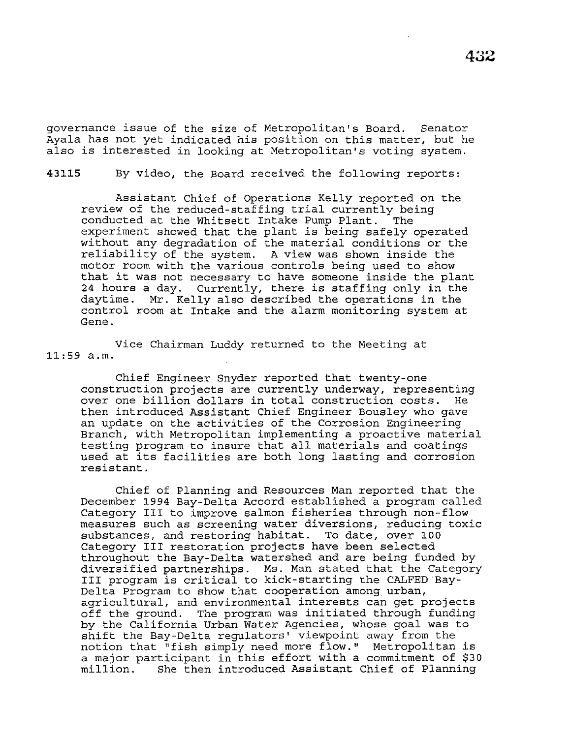governance issue of the size of Metropolitan's Board. Senator Ayala has not yet indicated his position on this matter, but he also is interested in looking at Metropolitan's voting system.

43115 By video, the Board received the following reports:

Assistant Chief of Operations Kelly reported on the review of the reduced-staffing trial currently being conducted at the Whitsett Intake Pump Plant. The experiment showed that the plant is being safely operated without any degradation of the material conditions or the reliability of the system. A view was shown inside the motor room with the various controls being used to show that it was not necessary to have someone inside the plant 24 hours a day. Currently, there is staffing only in the daytime. Mr. Kelly also described the operations in the control room at Intake and the alarm monitoring system at Gene.

Vice Chairman Luddy returned to the Meeting at 11:59 a.m.

Chief Engineer Snyder reported that twenty-one construction projects are currently underway, representing over one billion dollars in total construction costs. He then introduced Assistant Chief Engineer Bousley who gave an update on the activities of the Corrosion Engineering Branch, with Metropolitan implementing a proactive material testing program to insure that all materials and coatings used at its facilities are both long lasting and corrosion resistant.

Chief of Planning and Resources Man reported that the December 1994 Bay-Delta Accord established a program called Category III to improve salmon fisheries through non-flow measures such as screening water diversions, reducing toxic substances, and restoring habitat. To date, over 100 Category III restoration projects have been selected throughout the Bay-Delta watershed and are being funded by diversified partnerships. Ms. Man stated that the Category III program is critical to kick-starting the CALFED Bay-Delta Program to show that cooperation among urban, agricultural, and environmental interests can get projects off the ground. The program was initiated through funding by the California Urban Water Agencies, whose goal was to shift the Bay-Delta regulators' viewpoint away from the notion that "fish simply need more flow." Metropolitan is a major participant in this effort with a commitment of $30 million. She then introduced Assistant Chief of Planning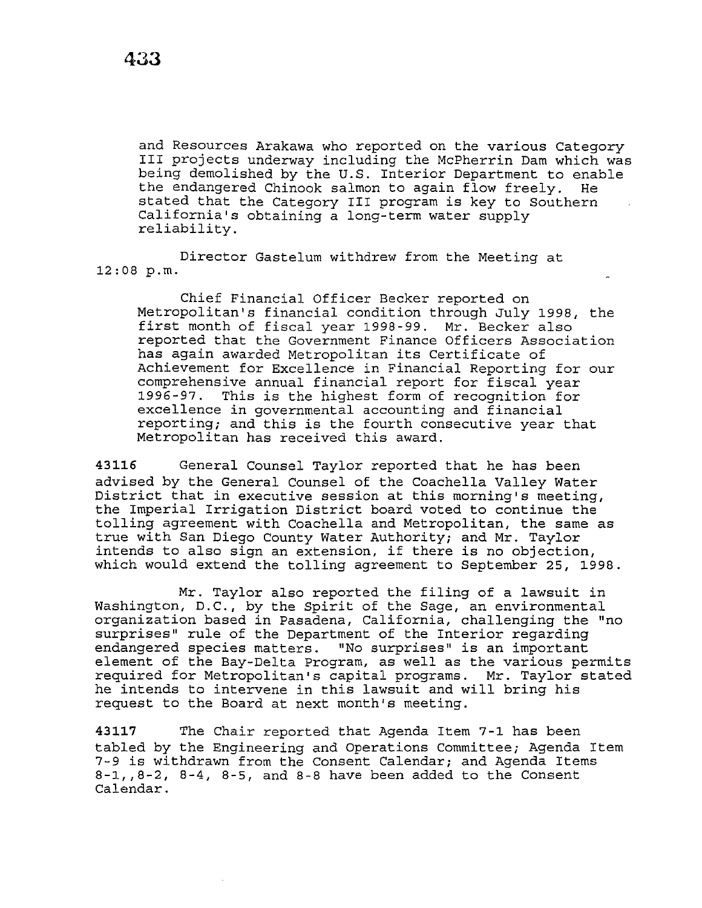and Resources Arakawa who reported on the various Category III projects underway including the McPherrin Dam which was being demolished by the U.S. Interior Department to enable the endangered Chinook salmon to again flow freely. He stated that the Category III program is key to Southern California's obtaining a long-term water supply reliability.

Director Gastelum withdrew from the Meeting at 12:08 p.m.

Chief Financial Officer Becker reported on Metropolitan's financial condition through July 1998, the first month of fiscal year 1998-99. Mr. Becker also reported that the Government Finance Officers Association has again awarded Metropolitan its Certificate of Achievement for Excellence in Financial Reporting for our comprehensive annual financial report for fiscal year 1996-97. This is the highest form of recognition for excellence in governmental accounting and financial reporting; and this is the fourth consecutive year that Metropolitan has received this award.

**43116** General Counsel Taylor reported that he has been advised by the General Counsel of the Coachella Valley Water District that in executive session at this morning's meeting, the Imperial Irrigation District board voted to continue the tolling agreement with Coachella and Metropolitan, the same as true with San Diego County Water Authority; and Mr. Taylor intends to also sign an extension, if there is no objection, which would extend the tolling agreement to September 25, 1998.

Mr. Taylor also reported the filing of a lawsuit in Washington, D.C., by the Spirit of the Sage, an environmental organization based in Pasadena, California, challenging the "no surprises" rule of the Department of the Interior regarding endangered species matters. "No surprises" is an important element of the Bay-Delta Program, as well as the various permits required for Metropolitan's capital programs. Mr. Taylor stated he intends to intervene in this lawsuit and will bring his request to the Board at next month's meeting.

**43117** The Chair reported that Agenda Item 7-1 has been tabled by the Engineering and Operations Committee; Agenda Item 7-9 is withdrawn from the Consent Calendar; and Agenda Items 8-1,,8-2, 8-4, 8-5, and 8-8 have been added to the Consent Calendar.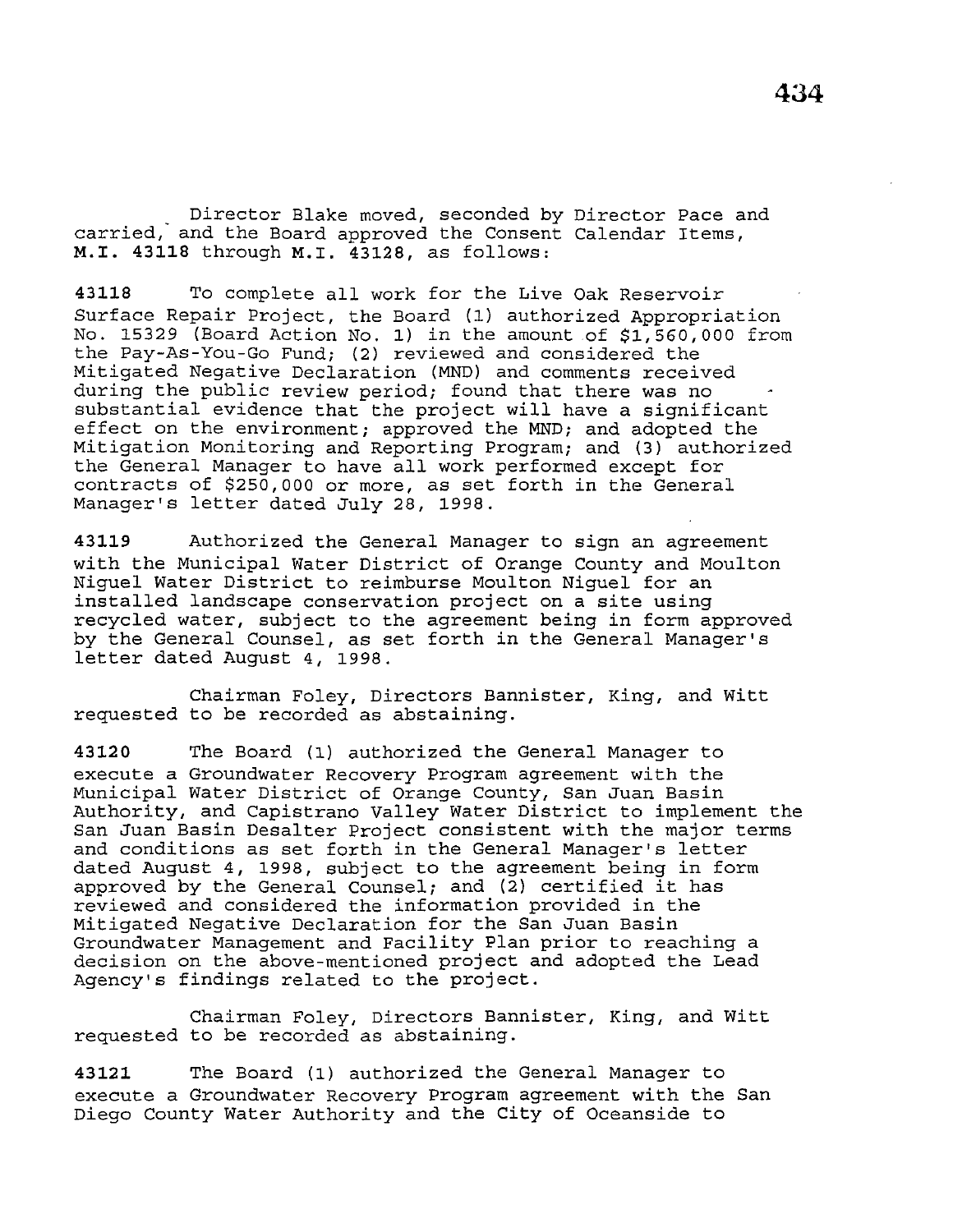Director Blake moved, seconded by Director Pace and carried, and the Board approved the Consent Calendar Items, **M.I. 43118** through **M.I. 43128**, as follows:

**43118** To complete all work for the Live Oak Reservoir Surface Repair Project, the Board (1) authorized Appropriation No. 15329 (Board Action No. 1) in the amount of $1,560,000 from the Pay-As-You-Go Fund; (2) reviewed and considered the Mitigated Negative Declaration (MND) and comments received during the public review period; found that there was no substantial evidence that the project will have a significant effect on the environment; approved the MND; and adopted the Mitigation Monitoring and Reporting Program; and (3) authorized the General Manager to have all work performed except for contracts of $250,000 or more, as set forth in the General Manager's letter dated July 28, 1998.

**43119** Authorized the General Manager to sign an agreement with the Municipal Water District of Orange County and Moulton Niguel Water District to reimburse Moulton Niguel for an installed landscape conservation project on a site using recycled water, subject to the agreement being in form approved by the General Counsel, as set forth in the General Manager's letter dated August 4, 1998.

Chairman Foley, Directors Bannister, King, and Witt requested to be recorded as abstaining.

**43120** The Board (1) authorized the General Manager to execute a Groundwater Recovery Program agreement with the Municipal Water District of Orange County, San Juan Basin Authority, and Capistrano Valley Water District to implement the San Juan Basin Desalter Project consistent with the major terms and conditions as set forth in the General Manager's letter dated August 4, 1998, subject to the agreement being in form approved by the General Counsel; and (2) certified it has reviewed and considered the information provided in the Mitigated Negative Declaration for the San Juan Basin Groundwater Management and Facility Plan prior to reaching a decision on the above-mentioned project and adopted the Lead Agency's findings related to the project.

Chairman Foley, Directors Bannister, King, and Witt requested to be recorded as abstaining.

**43121** The Board (1) authorized the General Manager to execute a Groundwater Recovery Program agreement with the San Diego County Water Authority and the City of Oceanside to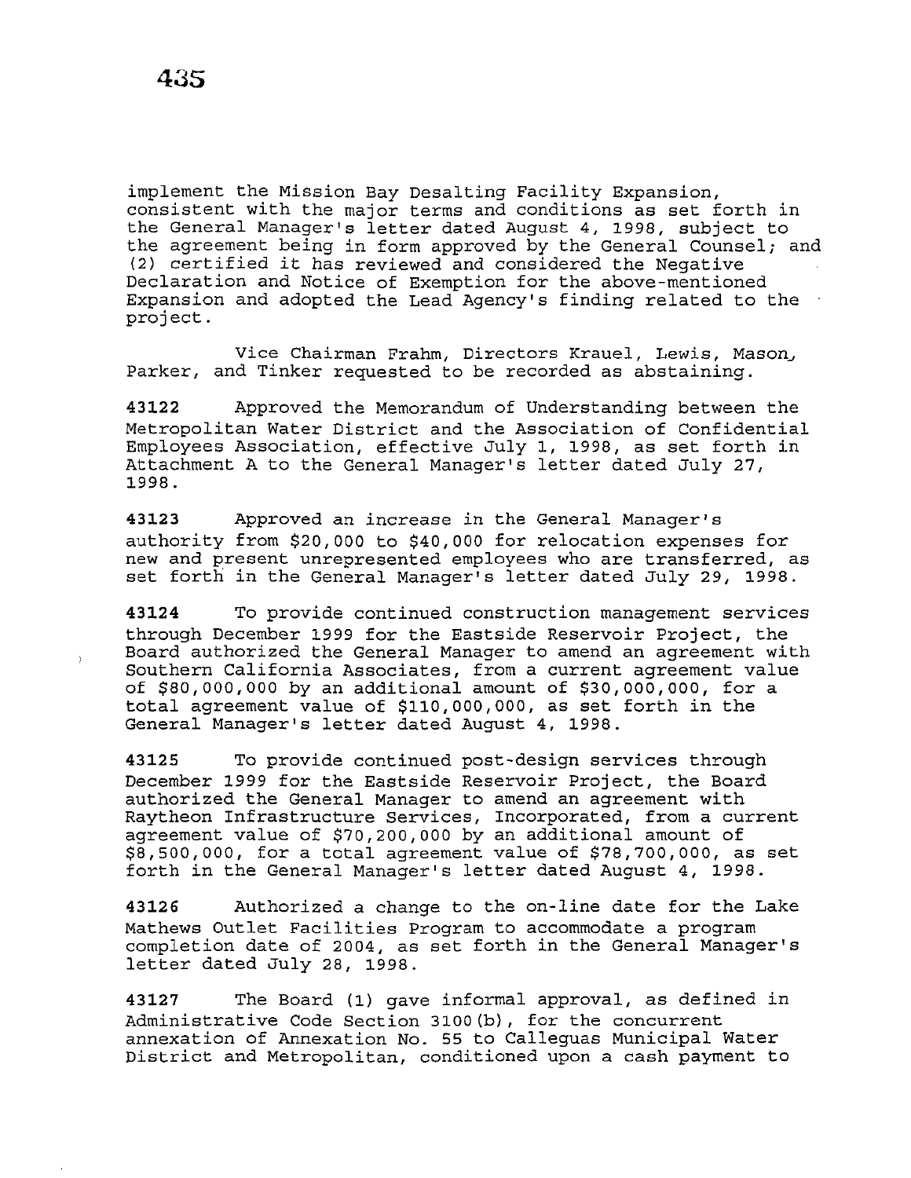implement the Mission Bay Desalting Facility Expansion, consistent with the major terms and conditions as set forth in the General Manager's letter dated August 4, 1998, subject to the agreement being in form approved by the General Counsel; and (2) certified it has reviewed and considered the Negative Declaration and Notice of Exemption for the above-mentioned Expansion and adopted the Lead Agency's finding related to the project.

Vice Chairman Frahm, Directors Krauel, Lewis, Mason, Parker, and Tinker requested to be recorded as abstaining.

**43122** Approved the Memorandum of Understanding between the Metropolitan Water District and the Association of Confidential Employees Association, effective July 1, 1998, as set forth in Attachment A to the General Manager's letter dated July 27, 1998.

**43123** Approved an increase in the General Manager's authority from $20,000 to $40,000 for relocation expenses for new and present unrepresented employees who are transferred, as set forth in the General Manager's letter dated July 29, 1998.

**43124** To provide continued construction management services through December 1999 for the Eastside Reservoir Project, the Board authorized the General Manager to amend an agreement with Southern California Associates, from a current agreement value of $80,000,000 by an additional amount of $30,000,000, for a total agreement value of $110,000,000, as set forth in the General Manager's letter dated August 4, 1998.

**43125** To provide continued post-design services through December 1999 for the Eastside Reservoir Project, the Board authorized the General Manager to amend an agreement with Raytheon Infrastructure Services, Incorporated, from a current agreement value of $70,200,000 by an additional amount of $8,500,000, for a total agreement value of $78,700,000, as set forth in the General Manager's letter dated August 4, 1998.

**43126** Authorized a change to the on-line date for the Lake Mathews Outlet Facilities Program to accommodate a program completion date of 2004, as set forth in the General Manager's letter dated July 28, 1998.

**43127** The Board (1) gave informal approval, as defined in Administrative Code Section 3100(b), for the concurrent annexation of Annexation No. 55 to Calleguas Municipal Water District and Metropolitan, conditioned upon a cash payment to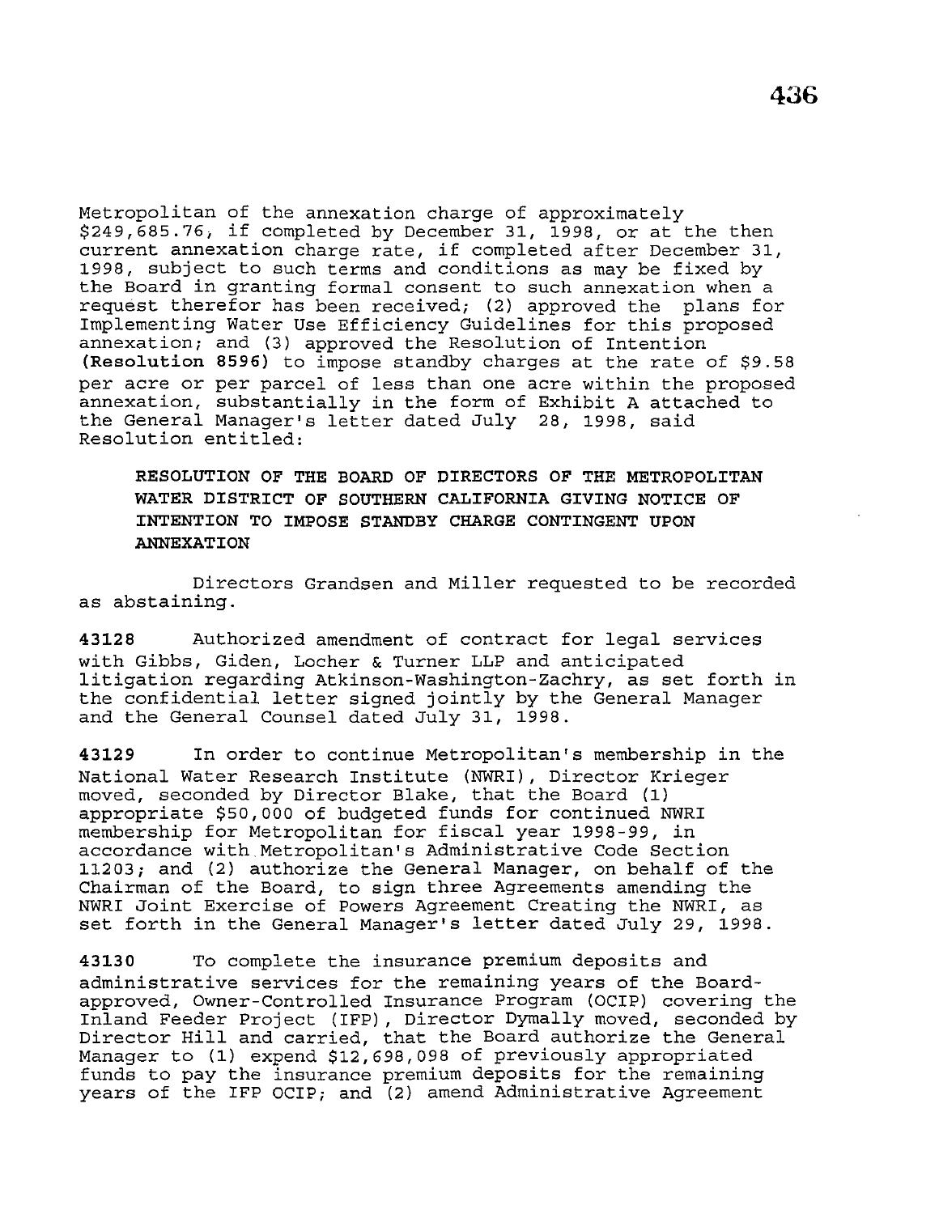Metropolitan of the annexation charge of approximately $249,685.76, if completed by December 31, 1998, or at the then current annexation charge rate, if completed after December 31, 1998, subject to such terms and conditions as may be fixed by the Board in granting formal consent to such annexation when a request therefor has been received; (2) approved the plans for Implementing Water Use Efficiency Guidelines for this proposed annexation; and (3) approved the Resolution of Intention (**Resolution 8596**) to impose standby charges at the rate of $9.58 per acre or per parcel of less than one acre within the proposed annexation, substantially in the form of Exhibit A attached to the General Manager's letter dated July 28, 1998, said Resolution entitled:

> **RESOLUTION OF THE BOARD OF DIRECTORS OF THE METROPOLITAN WATER DISTRICT OF SOUTHERN CALIFORNIA GIVING NOTICE OF INTENTION TO IMPOSE STANDBY CHARGE CONTINGENT UPON ANNEXATION**

Directors Grandsen and Miller requested to be recorded as abstaining.

**43128** Authorized amendment of contract for legal services with Gibbs, Giden, Locher & Turner LLP and anticipated litigation regarding Atkinson-Washington-Zachry, as set forth in the confidential letter signed jointly by the General Manager and the General Counsel dated July 31, 1998.

**43129** In order to continue Metropolitan's membership in the National Water Research Institute (NWRI), Director Krieger moved, seconded by Director Blake, that the Board (1) appropriate $50,000 of budgeted funds for continued NWRI membership for Metropolitan for fiscal year 1998-99, in accordance with Metropolitan's Administrative Code Section 11203; and (2) authorize the General Manager, on behalf of the Chairman of the Board, to sign three Agreements amending the NWRI Joint Exercise of Powers Agreement Creating the NWRI, as set forth in the General Manager's letter dated July 29, 1998.

**43130** To complete the insurance premium deposits and administrative services for the remaining years of the Board-approved, Owner-Controlled Insurance Program (OCIP) covering the Inland Feeder Project (IFP), Director Dymally moved, seconded by Director Hill and carried, that the Board authorize the General Manager to (1) expend $12,698,098 of previously appropriated funds to pay the insurance premium deposits for the remaining years of the IFP OCIP; and (2) amend Administrative Agreement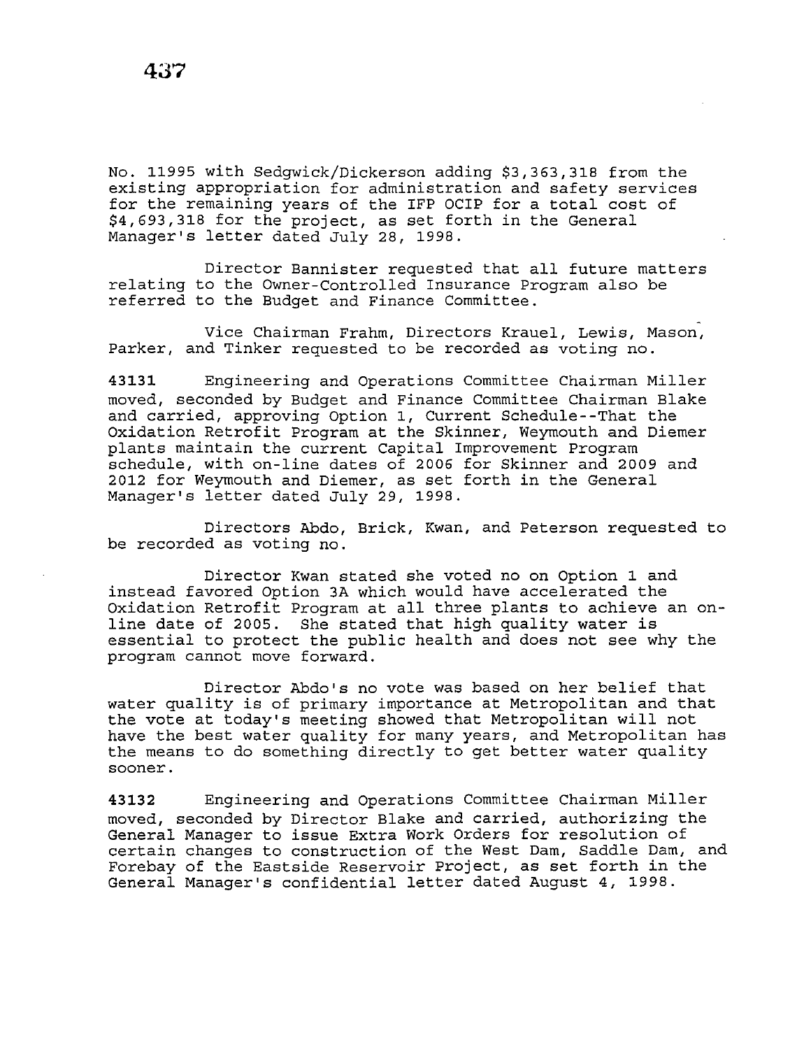No. 11995 with Sedgwick/Dickerson adding $3,363,318 from the existing appropriation for administration and safety services for the remaining years of the IFP OCIP for a total cost of $4,693,318 for the project, as set forth in the General Manager's letter dated July 28, 1998.

Director Bannister requested that all future matters relating to the Owner-Controlled Insurance Program also be referred to the Budget and Finance Committee.

Vice Chairman Frahm, Directors Krauel, Lewis, Mason, Parker, and Tinker requested to be recorded as voting no.

**43131** Engineering and Operations Committee Chairman Miller moved, seconded by Budget and Finance Committee Chairman Blake and carried, approving Option 1, Current Schedule--That the Oxidation Retrofit Program at the Skinner, Weymouth and Diemer plants maintain the current Capital Improvement Program schedule, with on-line dates of 2006 for Skinner and 2009 and 2012 for Weymouth and Diemer, as set forth in the General Manager's letter dated July 29, 1998.

Directors Abdo, Brick, Kwan, and Peterson requested to be recorded as voting no.

Director Kwan stated she voted no on Option 1 and instead favored Option 3A which would have accelerated the Oxidation Retrofit Program at all three plants to achieve an on-line date of 2005. She stated that high quality water is essential to protect the public health and does not see why the program cannot move forward.

Director Abdo's no vote was based on her belief that water quality is of primary importance at Metropolitan and that the vote at today's meeting showed that Metropolitan will not have the best water quality for many years, and Metropolitan has the means to do something directly to get better water quality sooner.

**43132** Engineering and Operations Committee Chairman Miller moved, seconded by Director Blake and carried, authorizing the General Manager to issue Extra Work Orders for resolution of certain changes to construction of the West Dam, Saddle Dam, and Forebay of the Eastside Reservoir Project, as set forth in the General Manager's confidential letter dated August 4, 1998.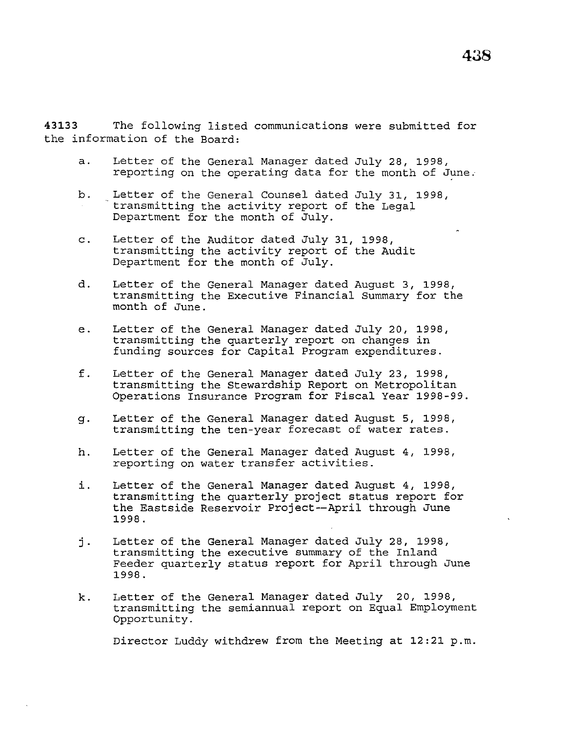**43133** The following listed communications were submitted for the information of the Board:

a. Letter of the General Manager dated July 28, 1998, reporting on the operating data for the month of June.

b. Letter of the General Counsel dated July 31, 1998, transmitting the activity report of the Legal Department for the month of July.

c. Letter of the Auditor dated July 31, 1998, transmitting the activity report of the Audit Department for the month of July.

d. Letter of the General Manager dated August 3, 1998, transmitting the Executive Financial Summary for the month of June.

e. Letter of the General Manager dated July 20, 1998, transmitting the quarterly report on changes in funding sources for Capital Program expenditures.

f. Letter of the General Manager dated July 23, 1998, transmitting the Stewardship Report on Metropolitan Operations Insurance Program for Fiscal Year 1998-99.

g. Letter of the General Manager dated August 5, 1998, transmitting the ten-year forecast of water rates.

h. Letter of the General Manager dated August 4, 1998, reporting on water transfer activities.

i. Letter of the General Manager dated August 4, 1998, transmitting the quarterly project status report for the Eastside Reservoir Project--April through June 1998.

j. Letter of the General Manager dated July 28, 1998, transmitting the executive summary of the Inland Feeder quarterly status report for April through June 1998.

k. Letter of the General Manager dated July 20, 1998, transmitting the semiannual report on Equal Employment Opportunity.

Director Luddy withdrew from the Meeting at 12:21 p.m.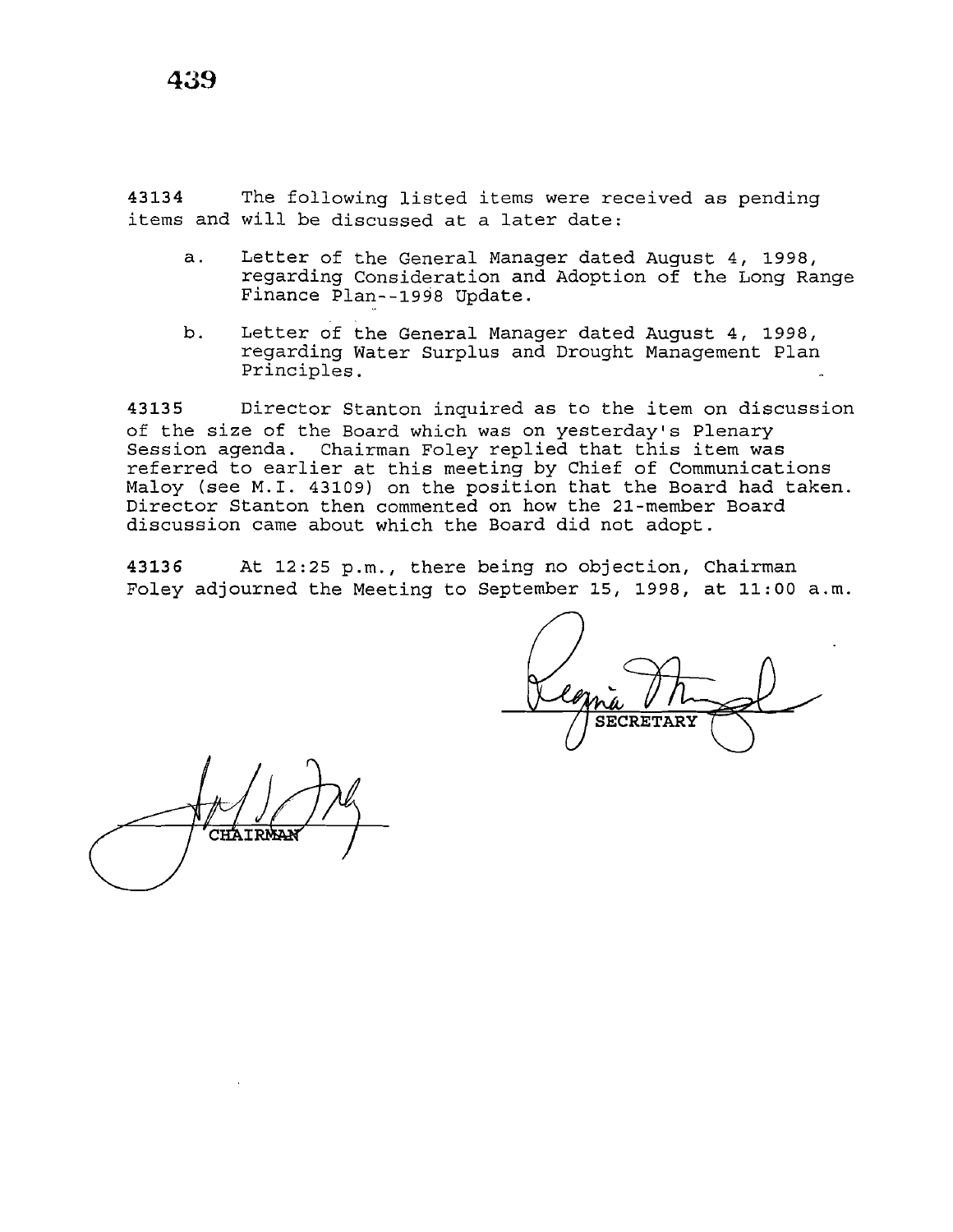43134 The following listed items were received as pending items and will be discussed at a later date:

a. Letter of the General Manager dated August 4, 1998, regarding Consideration and Adoption of the Long Range Finance Plan--1998 Update.

b. Letter of the General Manager dated August 4, 1998, regarding Water Surplus and Drought Management Plan Principles.

43135 Director Stanton inquired as to the item on discussion of the size of the Board which was on yesterday's Plenary Session agenda. Chairman Foley replied that this item was referred to earlier at this meeting by Chief of Communications Maloy (see M.I. 43109) on the position that the Board had taken. Director Stanton then commented on how the 21-member Board discussion came about which the Board did not adopt.

43136 At 12:25 p.m., there being no objection, Chairman Foley adjourned the Meeting to September 15, 1998, at 11:00 a.m.

SECRETARY

CHAIRMAN